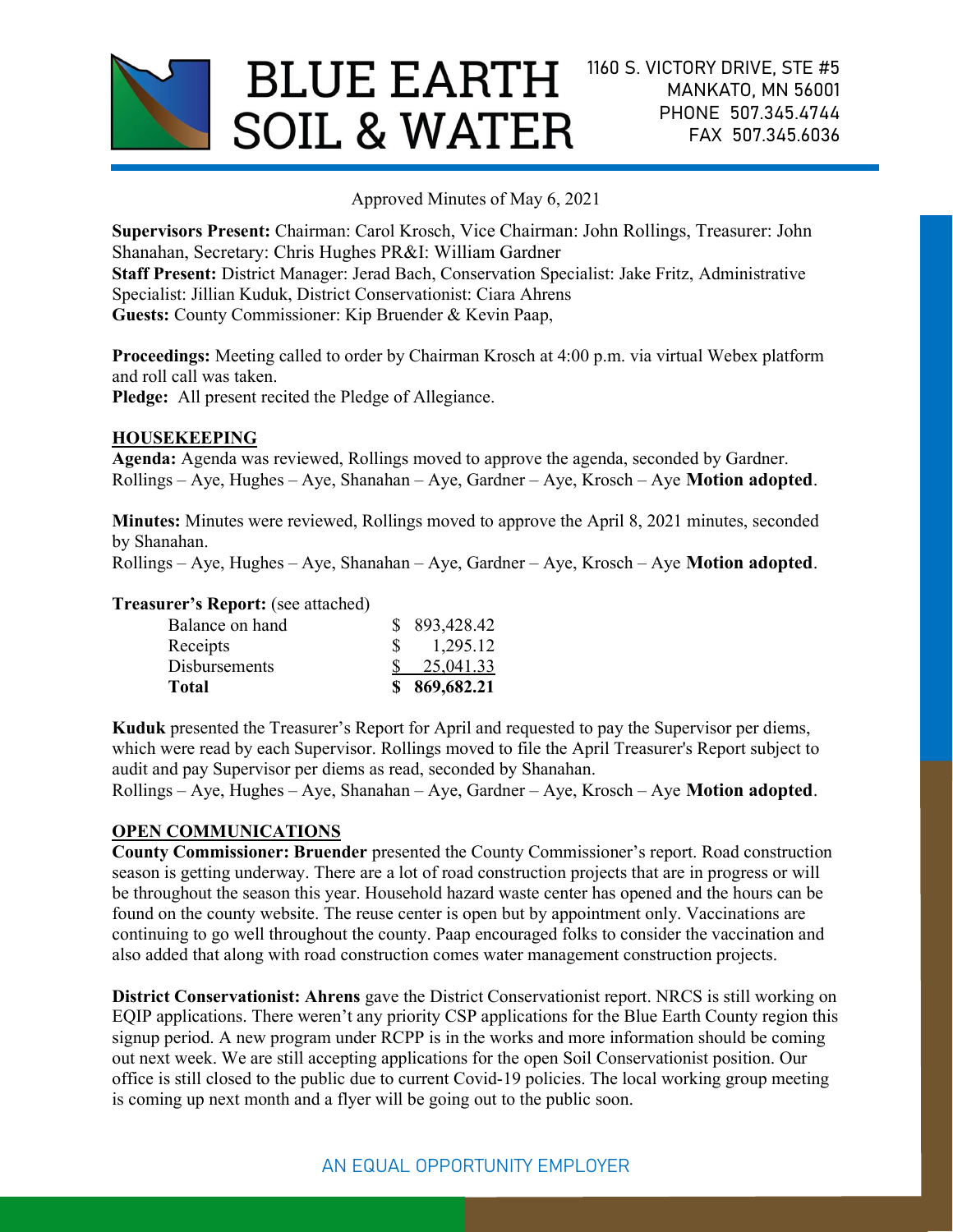# BLUE EARTH SOIL & WATER

1160 S. VICTORY DRIVE, STE #5
MANKATO, MN 56001
PHONE 507.345.4744
FAX 507.345.6036

Approved Minutes of May 6, 2021

**Supervisors Present:** Chairman: Carol Krosch, Vice Chairman: John Rollings, Treasurer: John Shanahan, Secretary: Chris Hughes PR&I: William Gardner
**Staff Present:** District Manager: Jerad Bach, Conservation Specialist: Jake Fritz, Administrative Specialist: Jillian Kuduk, District Conservationist: Ciara Ahrens
**Guests:** County Commissioner: Kip Bruender & Kevin Paap,

**Proceedings:** Meeting called to order by Chairman Krosch at 4:00 p.m. via virtual Webex platform and roll call was taken.
**Pledge:** All present recited the Pledge of Allegiance.

## HOUSEKEEPING

**Agenda:** Agenda was reviewed, Rollings moved to approve the agenda, seconded by Gardner.
Rollings – Aye, Hughes – Aye, Shanahan – Aye, Gardner – Aye, Krosch – Aye **Motion adopted**.

**Minutes:** Minutes were reviewed, Rollings moved to approve the April 8, 2021 minutes, seconded by Shanahan.
Rollings – Aye, Hughes – Aye, Shanahan – Aye, Gardner – Aye, Krosch – Aye **Motion adopted**.

**Treasurer's Report:** (see attached)

| | |
|---|---|
| Balance on hand | $ 893,428.42 |
| Receipts | $ 1,295.12 |
| Disbursements | $ 25,041.33 |
| **Total** | **$ 869,682.21** |

**Kuduk** presented the Treasurer's Report for April and requested to pay the Supervisor per diems, which were read by each Supervisor. Rollings moved to file the April Treasurer's Report subject to audit and pay Supervisor per diems as read, seconded by Shanahan.
Rollings – Aye, Hughes – Aye, Shanahan – Aye, Gardner – Aye, Krosch – Aye **Motion adopted**.

## OPEN COMMUNICATIONS

**County Commissioner: Bruender** presented the County Commissioner's report. Road construction season is getting underway. There are a lot of road construction projects that are in progress or will be throughout the season this year. Household hazard waste center has opened and the hours can be found on the county website. The reuse center is open but by appointment only. Vaccinations are continuing to go well throughout the county. Paap encouraged folks to consider the vaccination and also added that along with road construction comes water management construction projects.

**District Conservationist: Ahrens** gave the District Conservationist report. NRCS is still working on EQIP applications. There weren't any priority CSP applications for the Blue Earth County region this signup period. A new program under RCPP is in the works and more information should be coming out next week. We are still accepting applications for the open Soil Conservationist position. Our office is still closed to the public due to current Covid-19 policies. The local working group meeting is coming up next month and a flyer will be going out to the public soon.

AN EQUAL OPPORTUNITY EMPLOYER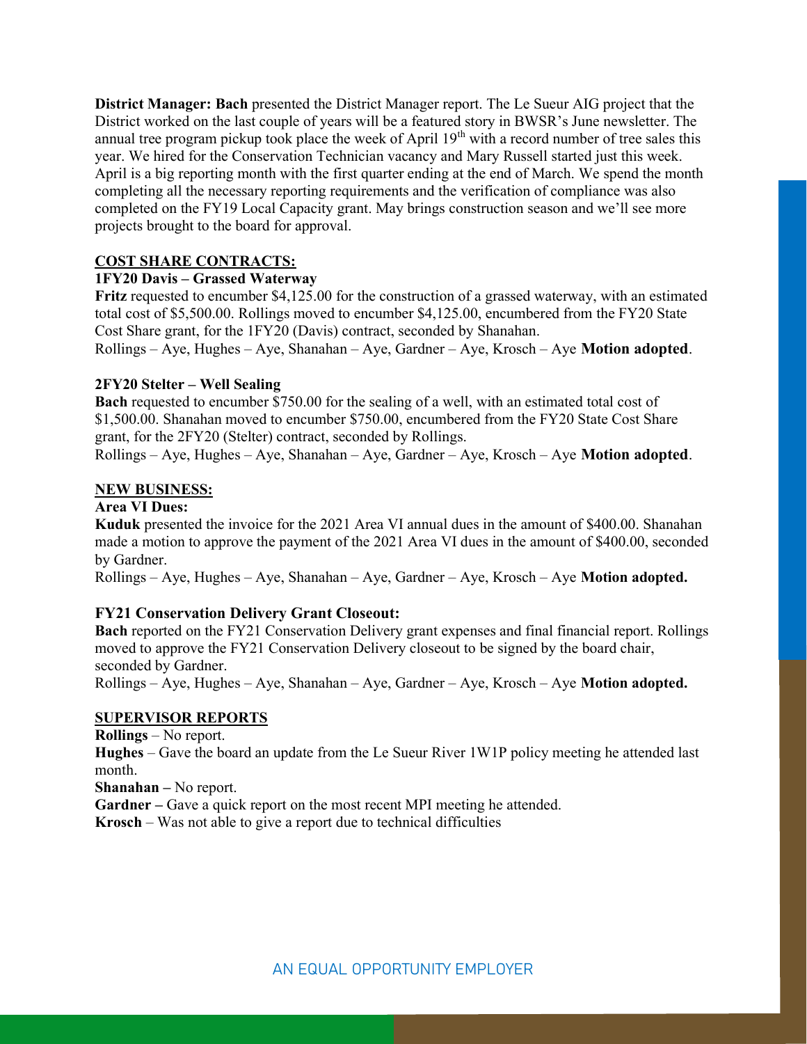**District Manager: Bach** presented the District Manager report. The Le Sueur AIG project that the District worked on the last couple of years will be a featured story in BWSR's June newsletter. The annual tree program pickup took place the week of April 19th with a record number of tree sales this year. We hired for the Conservation Technician vacancy and Mary Russell started just this week. April is a big reporting month with the first quarter ending at the end of March. We spend the month completing all the necessary reporting requirements and the verification of compliance was also completed on the FY19 Local Capacity grant. May brings construction season and we'll see more projects brought to the board for approval.

## COST SHARE CONTRACTS:

### 1FY20 Davis – Grassed Waterway

**Fritz** requested to encumber $4,125.00 for the construction of a grassed waterway, with an estimated total cost of $5,500.00. Rollings moved to encumber $4,125.00, encumbered from the FY20 State Cost Share grant, for the 1FY20 (Davis) contract, seconded by Shanahan.

Rollings – Aye, Hughes – Aye, Shanahan – Aye, Gardner – Aye, Krosch – Aye **Motion adopted**.

### 2FY20 Stelter – Well Sealing

**Bach** requested to encumber $750.00 for the sealing of a well, with an estimated total cost of $1,500.00. Shanahan moved to encumber $750.00, encumbered from the FY20 State Cost Share grant, for the 2FY20 (Stelter) contract, seconded by Rollings.

Rollings – Aye, Hughes – Aye, Shanahan – Aye, Gardner – Aye, Krosch – Aye **Motion adopted**.

## NEW BUSINESS:

### Area VI Dues:

**Kuduk** presented the invoice for the 2021 Area VI annual dues in the amount of $400.00. Shanahan made a motion to approve the payment of the 2021 Area VI dues in the amount of $400.00, seconded by Gardner.

Rollings – Aye, Hughes – Aye, Shanahan – Aye, Gardner – Aye, Krosch – Aye **Motion adopted.**

### FY21 Conservation Delivery Grant Closeout:

**Bach** reported on the FY21 Conservation Delivery grant expenses and final financial report. Rollings moved to approve the FY21 Conservation Delivery closeout to be signed by the board chair, seconded by Gardner.

Rollings – Aye, Hughes – Aye, Shanahan – Aye, Gardner – Aye, Krosch – Aye **Motion adopted.**

## SUPERVISOR REPORTS

**Rollings** – No report.
**Hughes** – Gave the board an update from the Le Sueur River 1W1P policy meeting he attended last month.
**Shanahan –** No report.
**Gardner –** Gave a quick report on the most recent MPI meeting he attended.
**Krosch** – Was not able to give a report due to technical difficulties

AN EQUAL OPPORTUNITY EMPLOYER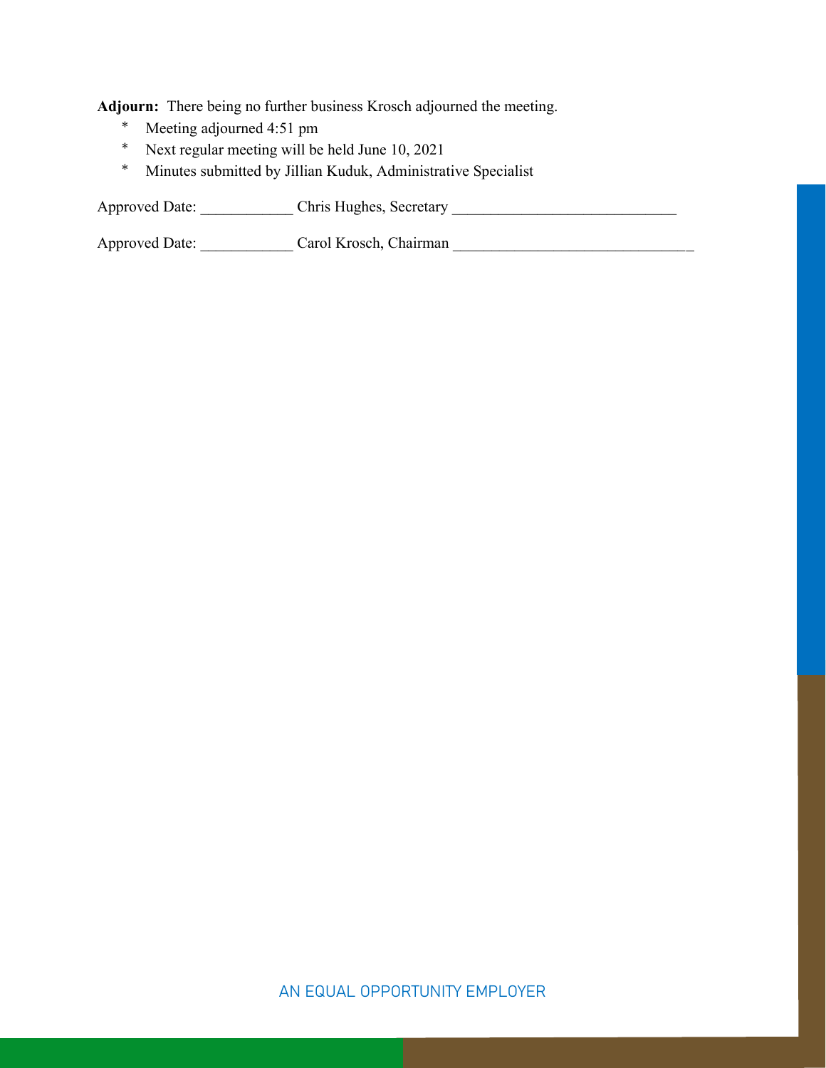**Adjourn:** There being no further business Krosch adjourned the meeting.

- Meeting adjourned 4:51 pm
- Next regular meeting will be held June 10, 2021
- Minutes submitted by Jillian Kuduk, Administrative Specialist

Approved Date: ____________ Chris Hughes, Secretary ____________________________

Approved Date: ____________ Carol Krosch, Chairman ______________________________

AN EQUAL OPPORTUNITY EMPLOYER